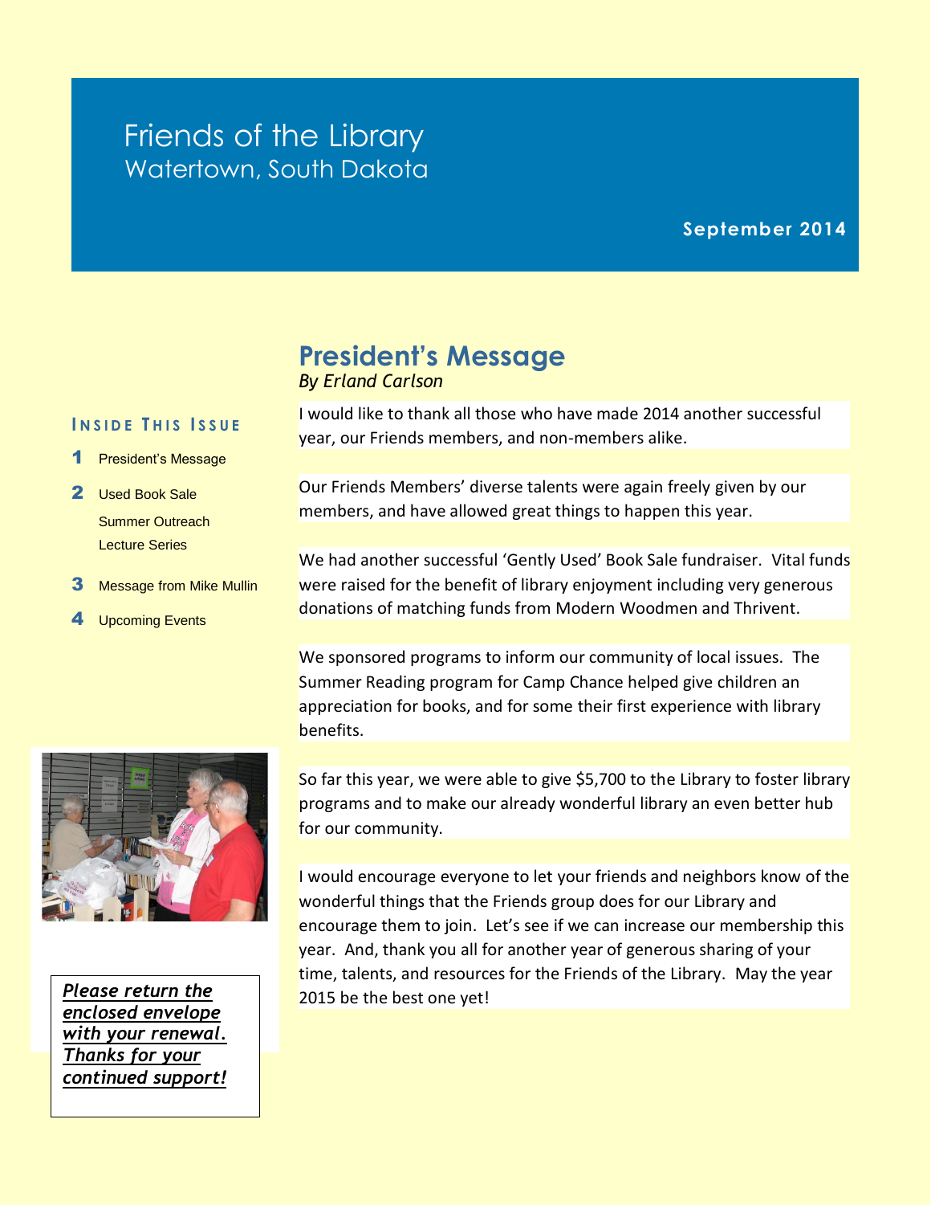# Friends of the Library
Watertown, South Dakota

**September 2014**

**INSIDE THIS ISSUE**

1. President's Message
2. Used Book Sale
   Summer Outreach
   Lecture Series
3. Message from Mike Mullin
4. Upcoming Events

***Please return the enclosed envelope with your renewal. Thanks for your continued support!***

## President's Message

*By Erland Carlson*

I would like to thank all those who have made 2014 another successful year, our Friends members, and non-members alike.

Our Friends Members' diverse talents were again freely given by our members, and have allowed great things to happen this year.

We had another successful 'Gently Used' Book Sale fundraiser. Vital funds were raised for the benefit of library enjoyment including very generous donations of matching funds from Modern Woodmen and Thrivent.

We sponsored programs to inform our community of local issues. The Summer Reading program for Camp Chance helped give children an appreciation for books, and for some their first experience with library benefits.

So far this year, we were able to give $5,700 to the Library to foster library programs and to make our already wonderful library an even better hub for our community.

I would encourage everyone to let your friends and neighbors know of the wonderful things that the Friends group does for our Library and encourage them to join. Let's see if we can increase our membership this year. And, thank you all for another year of generous sharing of your time, talents, and resources for the Friends of the Library. May the year 2015 be the best one yet!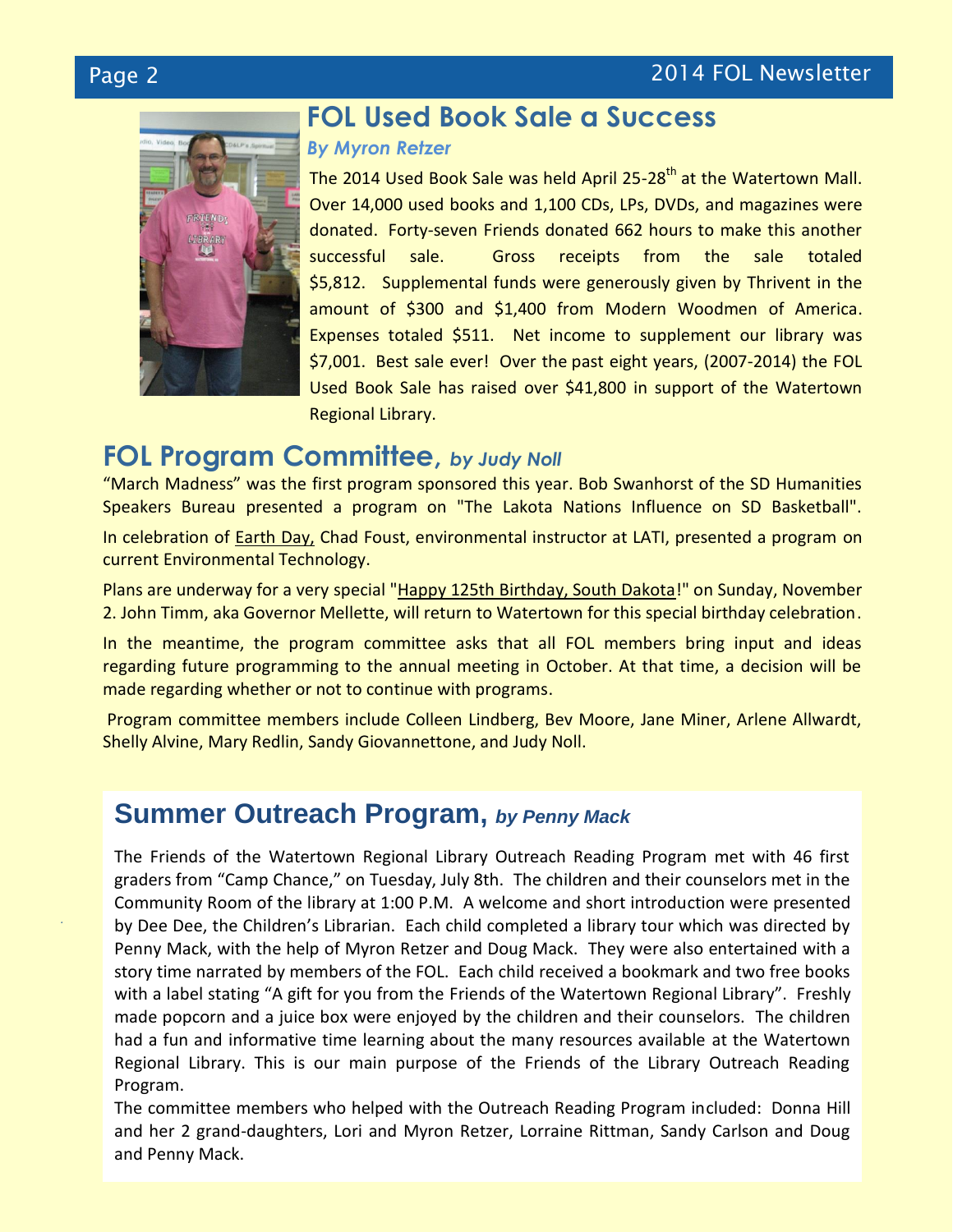## FOL Used Book Sale a Success

***By Myron Retzer***

The 2014 Used Book Sale was held April 25-28th at the Watertown Mall. Over 14,000 used books and 1,100 CDs, LPs, DVDs, and magazines were donated. Forty-seven Friends donated 662 hours to make this another successful sale. Gross receipts from the sale totaled $5,812. Supplemental funds were generously given by Thrivent in the amount of $300 and $1,400 from Modern Woodmen of America. Expenses totaled $511. Net income to supplement our library was $7,001. Best sale ever! Over the past eight years, (2007-2014) the FOL Used Book Sale has raised over $41,800 in support of the Watertown Regional Library.

## FOL Program Committee, *by Judy Noll*

"March Madness" was the first program sponsored this year. Bob Swanhorst of the SD Humanities Speakers Bureau presented a program on "The Lakota Nations Influence on SD Basketball".

In celebration of Earth Day, Chad Foust, environmental instructor at LATI, presented a program on current Environmental Technology.

Plans are underway for a very special "Happy 125th Birthday, South Dakota!" on Sunday, November 2. John Timm, aka Governor Mellette, will return to Watertown for this special birthday celebration.

In the meantime, the program committee asks that all FOL members bring input and ideas regarding future programming to the annual meeting in October. At that time, a decision will be made regarding whether or not to continue with programs.

Program committee members include Colleen Lindberg, Bev Moore, Jane Miner, Arlene Allwardt, Shelly Alvine, Mary Redlin, Sandy Giovannettone, and Judy Noll.

## Summer Outreach Program, *by Penny Mack*

The Friends of the Watertown Regional Library Outreach Reading Program met with 46 first graders from "Camp Chance," on Tuesday, July 8th. The children and their counselors met in the Community Room of the library at 1:00 P.M. A welcome and short introduction were presented by Dee Dee, the Children's Librarian. Each child completed a library tour which was directed by Penny Mack, with the help of Myron Retzer and Doug Mack. They were also entertained with a story time narrated by members of the FOL. Each child received a bookmark and two free books with a label stating "A gift for you from the Friends of the Watertown Regional Library". Freshly made popcorn and a juice box were enjoyed by the children and their counselors. The children had a fun and informative time learning about the many resources available at the Watertown Regional Library. This is our main purpose of the Friends of the Library Outreach Reading Program.

The committee members who helped with the Outreach Reading Program included: Donna Hill and her 2 grand-daughters, Lori and Myron Retzer, Lorraine Rittman, Sandy Carlson and Doug and Penny Mack.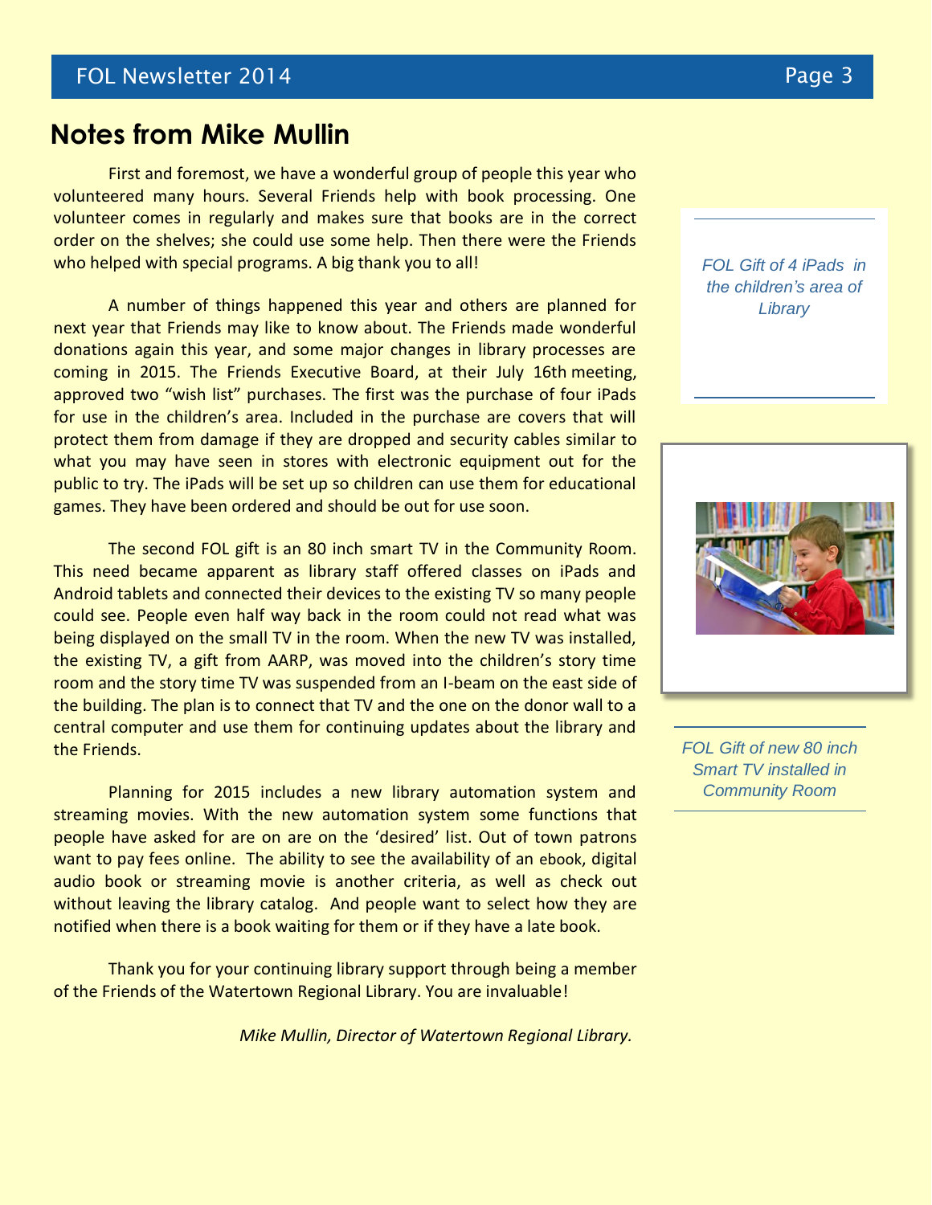## Notes from Mike Mullin

First and foremost, we have a wonderful group of people this year who volunteered many hours. Several Friends help with book processing. One volunteer comes in regularly and makes sure that books are in the correct order on the shelves; she could use some help. Then there were the Friends who helped with special programs. A big thank you to all!

A number of things happened this year and others are planned for next year that Friends may like to know about. The Friends made wonderful donations again this year, and some major changes in library processes are coming in 2015. The Friends Executive Board, at their July 16th meeting, approved two "wish list" purchases. The first was the purchase of four iPads for use in the children's area. Included in the purchase are covers that will protect them from damage if they are dropped and security cables similar to what you may have seen in stores with electronic equipment out for the public to try. The iPads will be set up so children can use them for educational games. They have been ordered and should be out for use soon.

The second FOL gift is an 80 inch smart TV in the Community Room. This need became apparent as library staff offered classes on iPads and Android tablets and connected their devices to the existing TV so many people could see. People even half way back in the room could not read what was being displayed on the small TV in the room. When the new TV was installed, the existing TV, a gift from AARP, was moved into the children's story time room and the story time TV was suspended from an I-beam on the east side of the building. The plan is to connect that TV and the one on the donor wall to a central computer and use them for continuing updates about the library and the Friends.

Planning for 2015 includes a new library automation system and streaming movies. With the new automation system some functions that people have asked for are on are on the 'desired' list. Out of town patrons want to pay fees online. The ability to see the availability of an ebook, digital audio book or streaming movie is another criteria, as well as check out without leaving the library catalog. And people want to select how they are notified when there is a book waiting for them or if they have a late book.

Thank you for your continuing library support through being a member of the Friends of the Watertown Regional Library. You are invaluable!

*Mike Mullin, Director of Watertown Regional Library.*

*FOL Gift of 4 iPads in the children's area of Library*

*FOL Gift of new 80 inch Smart TV installed in Community Room*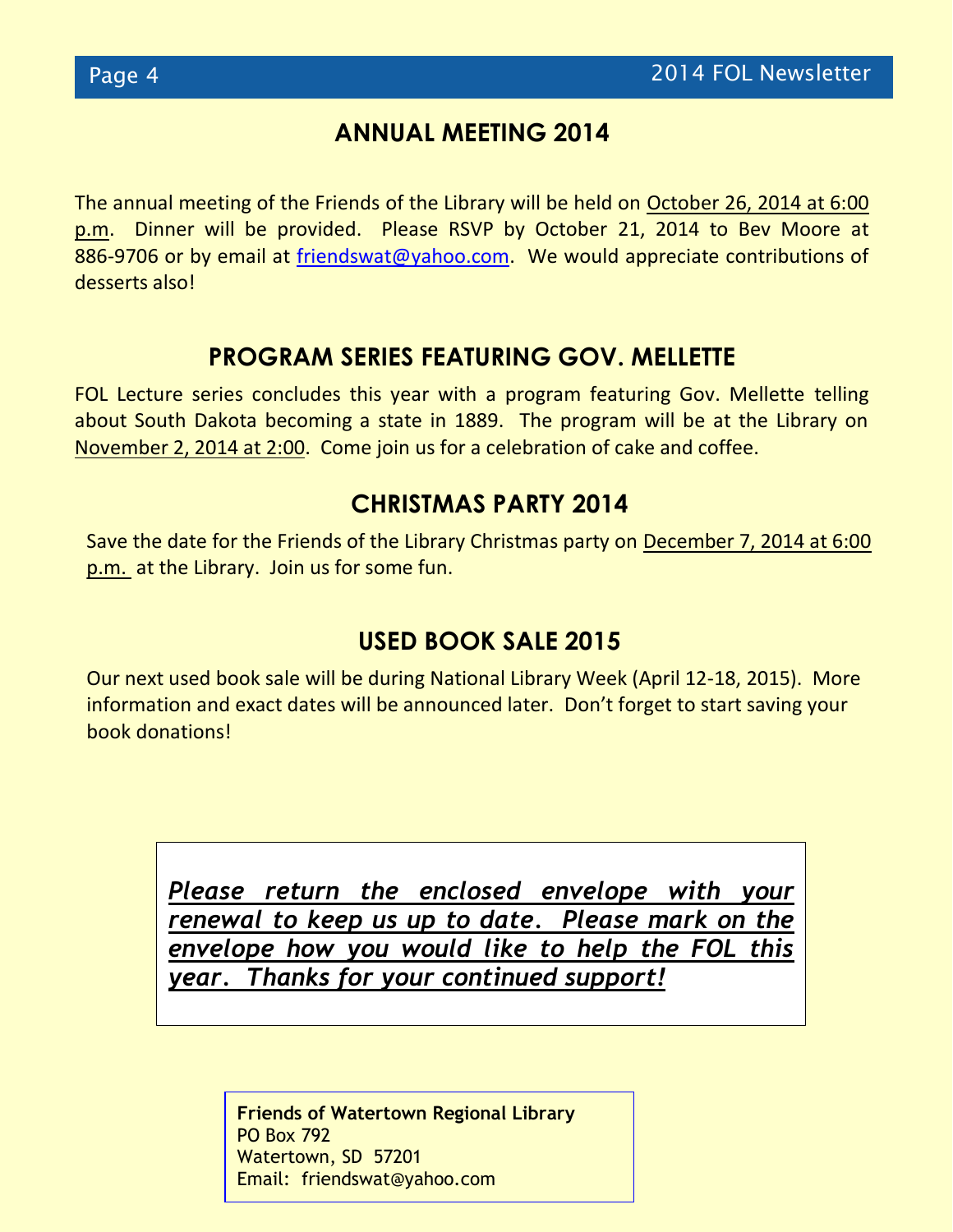# ANNUAL MEETING 2014

The annual meeting of the Friends of the Library will be held on October 26, 2014 at 6:00 p.m. Dinner will be provided. Please RSVP by October 21, 2014 to Bev Moore at 886-9706 or by email at friendswat@yahoo.com. We would appreciate contributions of desserts also!

# PROGRAM SERIES FEATURING GOV. MELLETTE

FOL Lecture series concludes this year with a program featuring Gov. Mellette telling about South Dakota becoming a state in 1889. The program will be at the Library on November 2, 2014 at 2:00. Come join us for a celebration of cake and coffee.

# CHRISTMAS PARTY 2014

Save the date for the Friends of the Library Christmas party on December 7, 2014 at 6:00 p.m. at the Library. Join us for some fun.

# USED BOOK SALE 2015

Our next used book sale will be during National Library Week (April 12-18, 2015). More information and exact dates will be announced later. Don't forget to start saving your book donations!

***Please return the enclosed envelope with your renewal to keep us up to date. Please mark on the envelope how you would like to help the FOL this year. Thanks for your continued support!***

**Friends of Watertown Regional Library**
PO Box 792
Watertown, SD 57201
Email: friendswat@yahoo.com